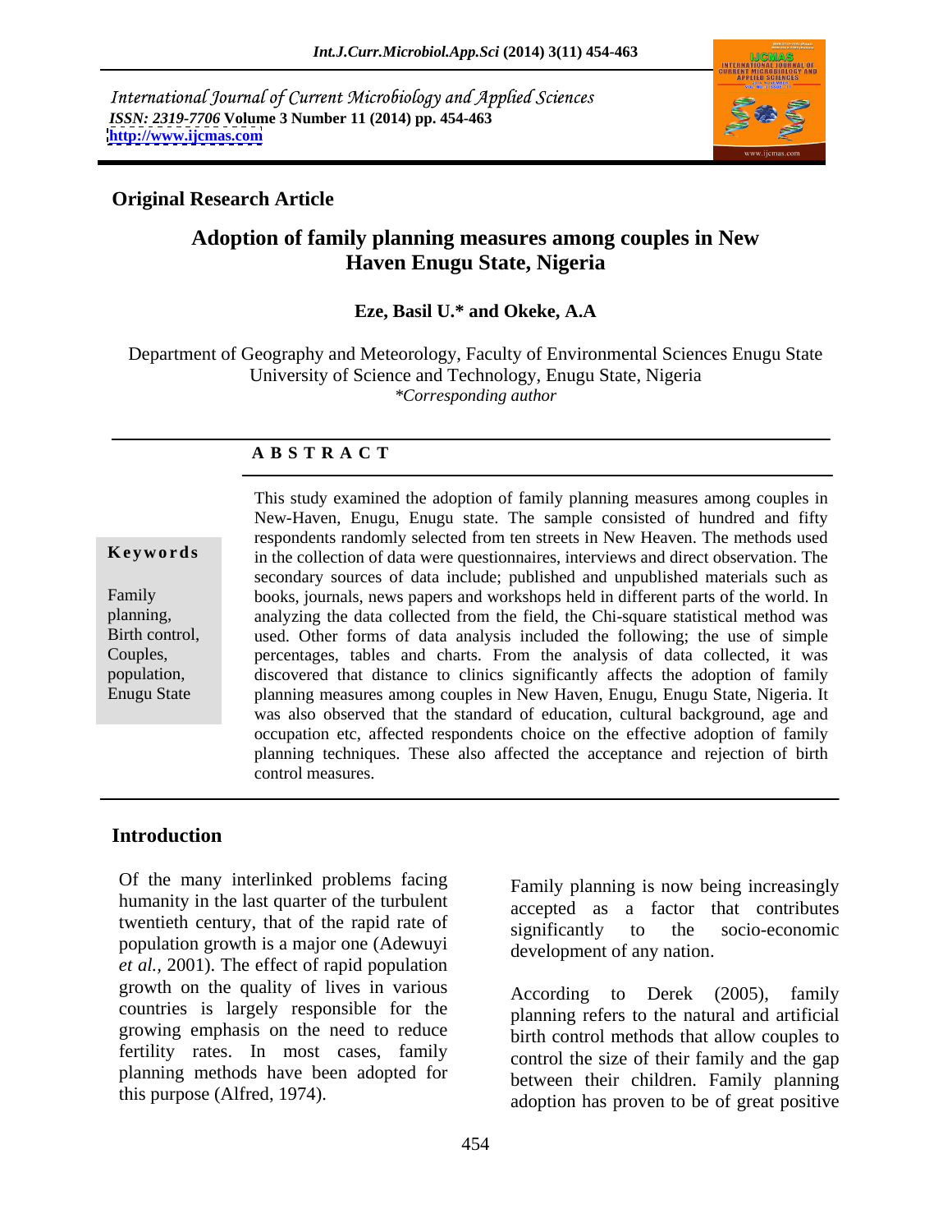International Journal of Current Microbiology and Applied Sciences
*ISSN: 2319-7706* **Volume 3 Number 11 (2014) pp. 454-463**
**http://www.ijcmas.com**

**Original Research Article**

# Adoption of family planning measures among couples in New Haven Enugu State, Nigeria

**Eze, Basil U.* and Okeke, A.A**

Department of Geography and Meteorology, Faculty of Environmental Sciences Enugu State University of Science and Technology, Enugu State, Nigeria
*\*Corresponding author*

## ABSTRACT

**Keywords**

Family planning, Birth control, Couples, population, Enugu State

This study examined the adoption of family planning measures among couples in New-Haven, Enugu, Enugu state. The sample consisted of hundred and fifty respondents randomly selected from ten streets in New Heaven. The methods used in the collection of data were questionnaires, interviews and direct observation. The secondary sources of data include; published and unpublished materials such as books, journals, news papers and workshops held in different parts of the world. In analyzing the data collected from the field, the Chi-square statistical method was used. Other forms of data analysis included the following; the use of simple percentages, tables and charts. From the analysis of data collected, it was discovered that distance to clinics significantly affects the adoption of family planning measures among couples in New Haven, Enugu, Enugu State, Nigeria. It was also observed that the standard of education, cultural background, age and occupation etc, affected respondents choice on the effective adoption of family planning techniques. These also affected the acceptance and rejection of birth control measures.

## Introduction

Of the many interlinked problems facing humanity in the last quarter of the turbulent twentieth century, that of the rapid rate of population growth is a major one (Adewuyi *et al.,* 2001). The effect of rapid population growth on the quality of lives in various countries is largely responsible for the growing emphasis on the need to reduce fertility rates. In most cases, family planning methods have been adopted for this purpose (Alfred, 1974).

Family planning is now being increasingly accepted as a factor that contributes significantly to the socio-economic development of any nation.

According to Derek (2005), family planning refers to the natural and artificial birth control methods that allow couples to control the size of their family and the gap between their children. Family planning adoption has proven to be of great positive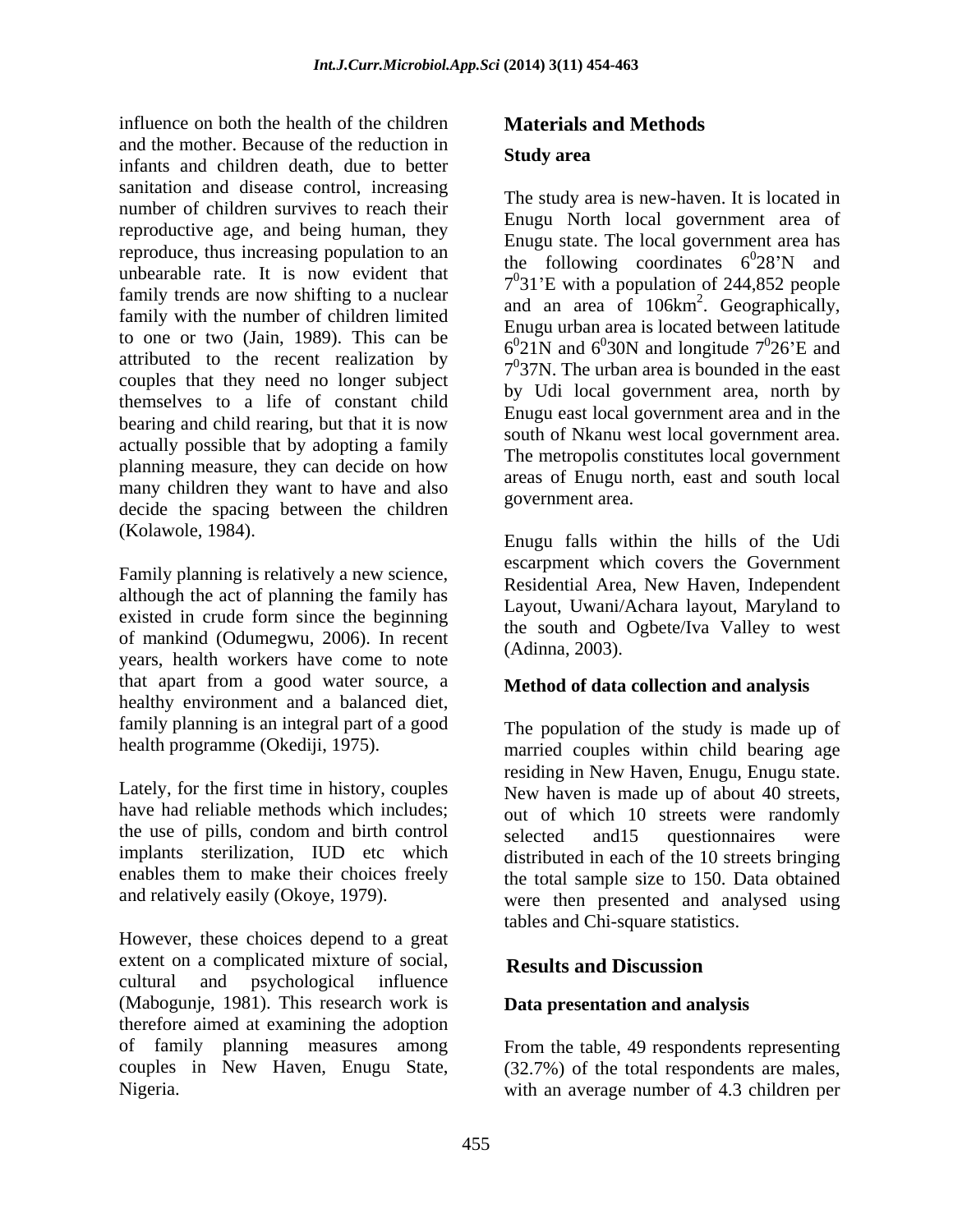influence on both the health of the children and the mother. Because of the reduction in infants and children death, due to better sanitation and disease control, increasing number of children survives to reach their reproductive age, and being human, they reproduce, thus increasing population to an unbearable rate. It is now evident that family trends are now shifting to a nuclear family with the number of children limited to one or two (Jain, 1989). This can be attributed to the recent realization by couples that they need no longer subject themselves to a life of constant child bearing and child rearing, but that it is now actually possible that by adopting a family planning measure, they can decide on how many children they want to have and also decide the spacing between the children (Kolawole, 1984).

Family planning is relatively a new science, although the act of planning the family has existed in crude form since the beginning of mankind (Odumegwu, 2006). In recent years, health workers have come to note that apart from a good water source, a healthy environment and a balanced diet, family planning is an integral part of a good health programme (Okediji, 1975).

Lately, for the first time in history, couples have had reliable methods which includes; the use of pills, condom and birth control implants sterilization, IUD etc which enables them to make their choices freely and relatively easily (Okoye, 1979).

However, these choices depend to a great extent on a complicated mixture of social, cultural and psychological influence (Mabogunje, 1981). This research work is therefore aimed at examining the adoption of family planning measures among couples in New Haven, Enugu State, Nigeria.

## Materials and Methods

### Study area

The study area is new-haven. It is located in Enugu North local government area of Enugu state. The local government area has the following coordinates $6^0$28'N and $7^0$31'E with a population of 244,852 people and an area of 106km$^2$. Geographically, Enugu urban area is located between latitude $6^0$21N and $6^0$30N and longitude $7^0$26'E and $7^0$37N. The urban area is bounded in the east by Udi local government area, north by Enugu east local government area and in the south of Nkanu west local government area. The metropolis constitutes local government areas of Enugu north, east and south local government area.

Enugu falls within the hills of the Udi escarpment which covers the Government Residential Area, New Haven, Independent Layout, Uwani/Achara layout, Maryland to the south and Ogbete/Iva Valley to west (Adinna, 2003).

### Method of data collection and analysis

The population of the study is made up of married couples within child bearing age residing in New Haven, Enugu, Enugu state. New haven is made up of about 40 streets, out of which 10 streets were randomly selected and15 questionnaires were distributed in each of the 10 streets bringing the total sample size to 150. Data obtained were then presented and analysed using tables and Chi-square statistics.

## Results and Discussion

### Data presentation and analysis

From the table, 49 respondents representing (32.7%) of the total respondents are males, with an average number of 4.3 children per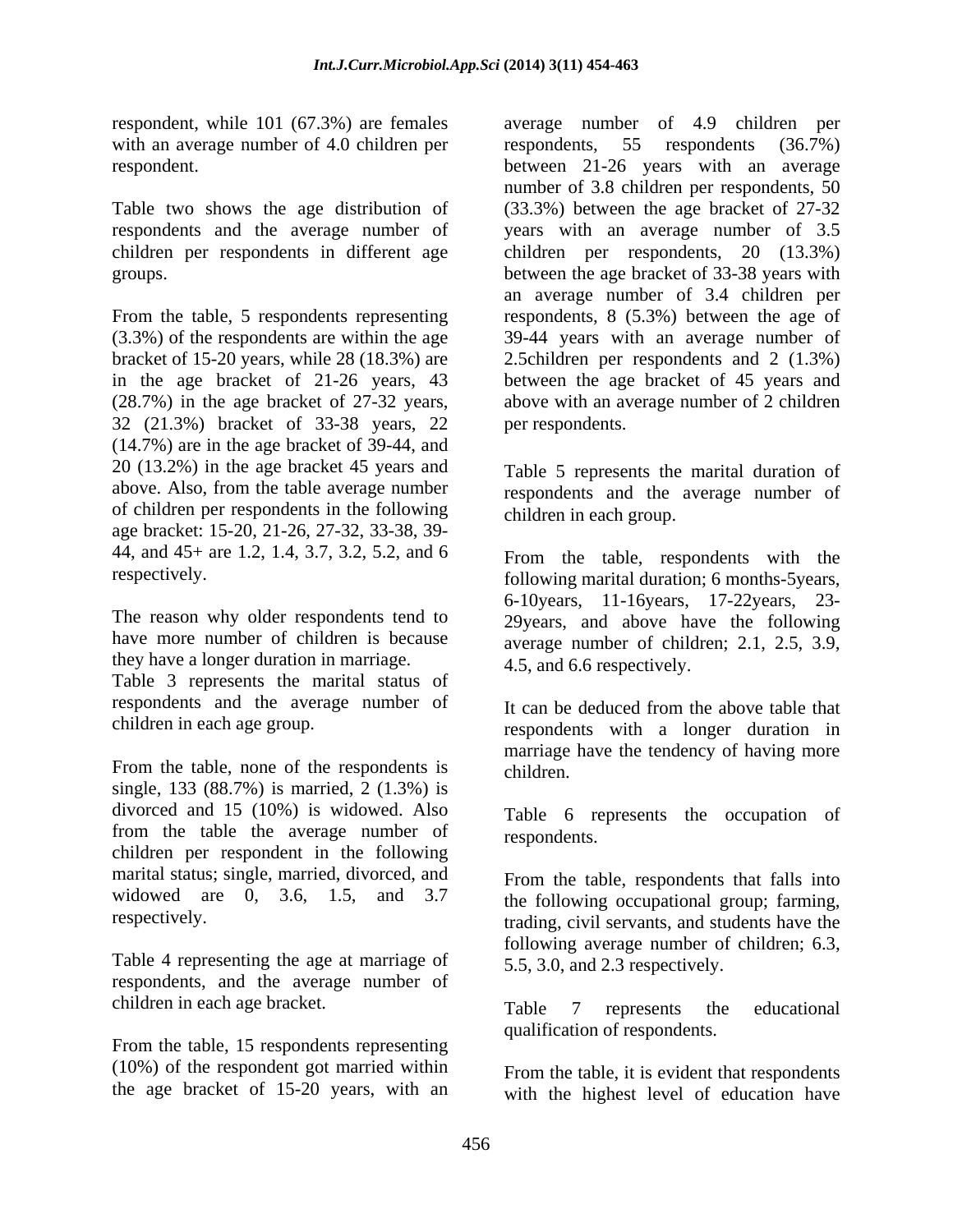respondent, while 101 (67.3%) are females with an average number of 4.0 children per respondent.

Table two shows the age distribution of respondents and the average number of children per respondents in different age groups.

From the table, 5 respondents representing (3.3%) of the respondents are within the age bracket of 15-20 years, while 28 (18.3%) are in the age bracket of 21-26 years, 43 (28.7%) in the age bracket of 27-32 years, 32 (21.3%) bracket of 33-38 years, 22 (14.7%) are in the age bracket of 39-44, and 20 (13.2%) in the age bracket 45 years and above. Also, from the table average number of children per respondents in the following age bracket: 15-20, 21-26, 27-32, 33-38, 39-44, and 45+ are 1.2, 1.4, 3.7, 3.2, 5.2, and 6 respectively.

The reason why older respondents tend to have more number of children is because they have a longer duration in marriage.

Table 3 represents the marital status of respondents and the average number of children in each age group.

From the table, none of the respondents is single, 133 (88.7%) is married, 2 (1.3%) is divorced and 15 (10%) is widowed. Also from the table the average number of children per respondent in the following marital status; single, married, divorced, and widowed are 0, 3.6, 1.5, and 3.7 respectively.

Table 4 representing the age at marriage of respondents, and the average number of children in each age bracket.

From the table, 15 respondents representing (10%) of the respondent got married within the age bracket of 15-20 years, with an average number of 4.9 children per respondents, 55 respondents (36.7%) between 21-26 years with an average number of 3.8 children per respondents, 50 (33.3%) between the age bracket of 27-32 years with an average number of 3.5 children per respondents, 20 (13.3%) between the age bracket of 33-38 years with an average number of 3.4 children per respondents, 8 (5.3%) between the age of 39-44 years with an average number of 2.5children per respondents and 2 (1.3%) between the age bracket of 45 years and above with an average number of 2 children per respondents.

Table 5 represents the marital duration of respondents and the average number of children in each group.

From the table, respondents with the following marital duration; 6 months-5years, 6-10years, 11-16years, 17-22years, 23-29years, and above have the following average number of children; 2.1, 2.5, 3.9, 4.5, and 6.6 respectively.

It can be deduced from the above table that respondents with a longer duration in marriage have the tendency of having more children.

Table 6 represents the occupation of respondents.

From the table, respondents that falls into the following occupational group; farming, trading, civil servants, and students have the following average number of children; 6.3, 5.5, 3.0, and 2.3 respectively.

Table 7 represents the educational qualification of respondents.

From the table, it is evident that respondents with the highest level of education have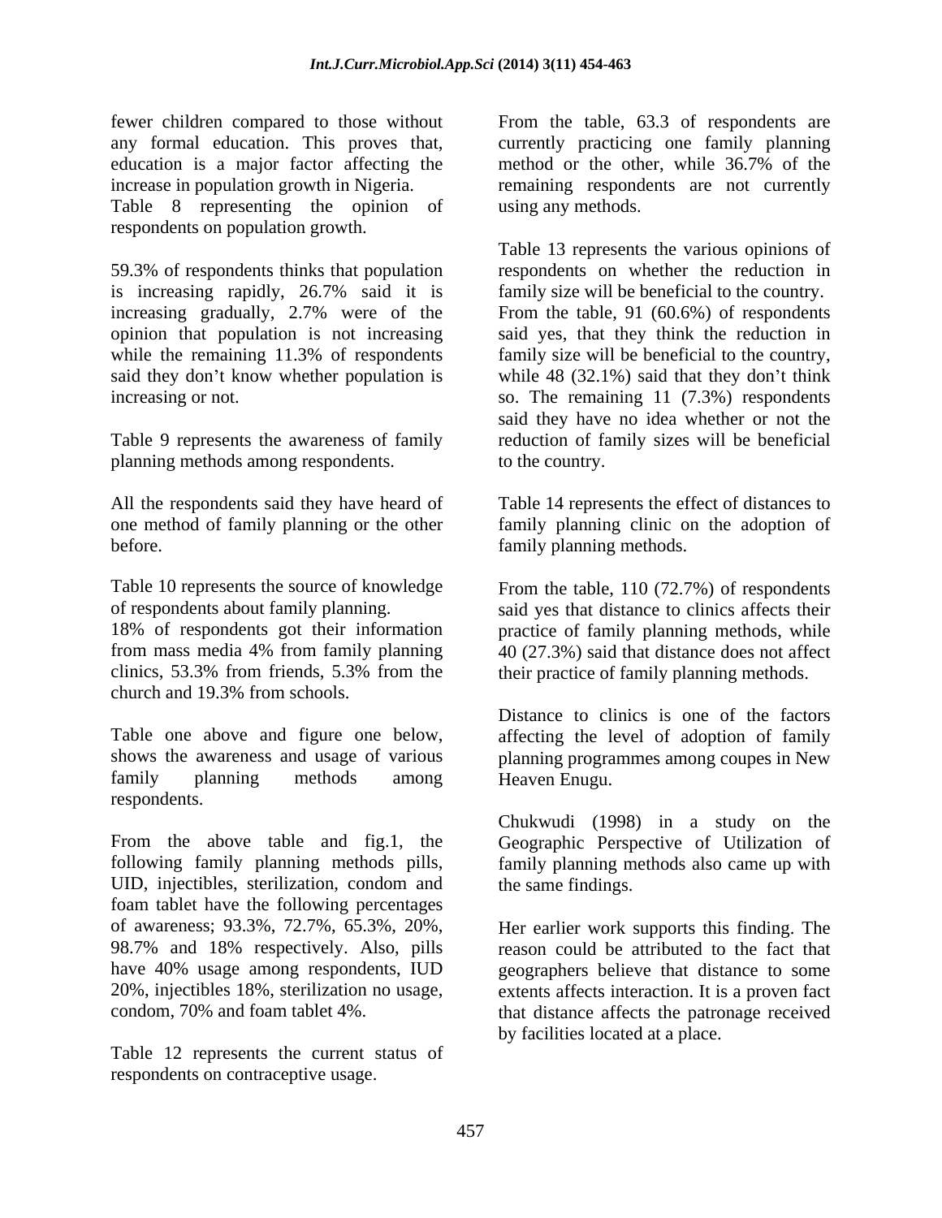fewer children compared to those without any formal education. This proves that, education is a major factor affecting the increase in population growth in Nigeria. Table 8 representing the opinion of respondents on population growth.

59.3% of respondents thinks that population is increasing rapidly, 26.7% said it is increasing gradually, 2.7% were of the opinion that population is not increasing while the remaining 11.3% of respondents said they don't know whether population is increasing or not.

Table 9 represents the awareness of family planning methods among respondents.

All the respondents said they have heard of one method of family planning or the other before.

Table 10 represents the source of knowledge of respondents about family planning. 18% of respondents got their information from mass media 4% from family planning clinics, 53.3% from friends, 5.3% from the church and 19.3% from schools.

Table one above and figure one below, shows the awareness and usage of various family planning methods among respondents.

From the above table and fig.1, the following family planning methods pills, UID, injectibles, sterilization, condom and foam tablet have the following percentages of awareness; 93.3%, 72.7%, 65.3%, 20%, 98.7% and 18% respectively. Also, pills have 40% usage among respondents, IUD 20%, injectibles 18%, sterilization no usage, condom, 70% and foam tablet 4%.

Table 12 represents the current status of respondents on contraceptive usage.

From the table, 63.3 of respondents are currently practicing one family planning method or the other, while 36.7% of the remaining respondents are not currently using any methods.

Table 13 represents the various opinions of respondents on whether the reduction in family size will be beneficial to the country. From the table, 91 (60.6%) of respondents said yes, that they think the reduction in family size will be beneficial to the country, while 48 (32.1%) said that they don't think so. The remaining 11 (7.3%) respondents said they have no idea whether or not the reduction of family sizes will be beneficial to the country.

Table 14 represents the effect of distances to family planning clinic on the adoption of family planning methods.

From the table, 110 (72.7%) of respondents said yes that distance to clinics affects their practice of family planning methods, while 40 (27.3%) said that distance does not affect their practice of family planning methods.

Distance to clinics is one of the factors affecting the level of adoption of family planning programmes among coupes in New Heaven Enugu.

Chukwudi (1998) in a study on the Geographic Perspective of Utilization of family planning methods also came up with the same findings.

Her earlier work supports this finding. The reason could be attributed to the fact that geographers believe that distance to some extents affects interaction. It is a proven fact that distance affects the patronage received by facilities located at a place.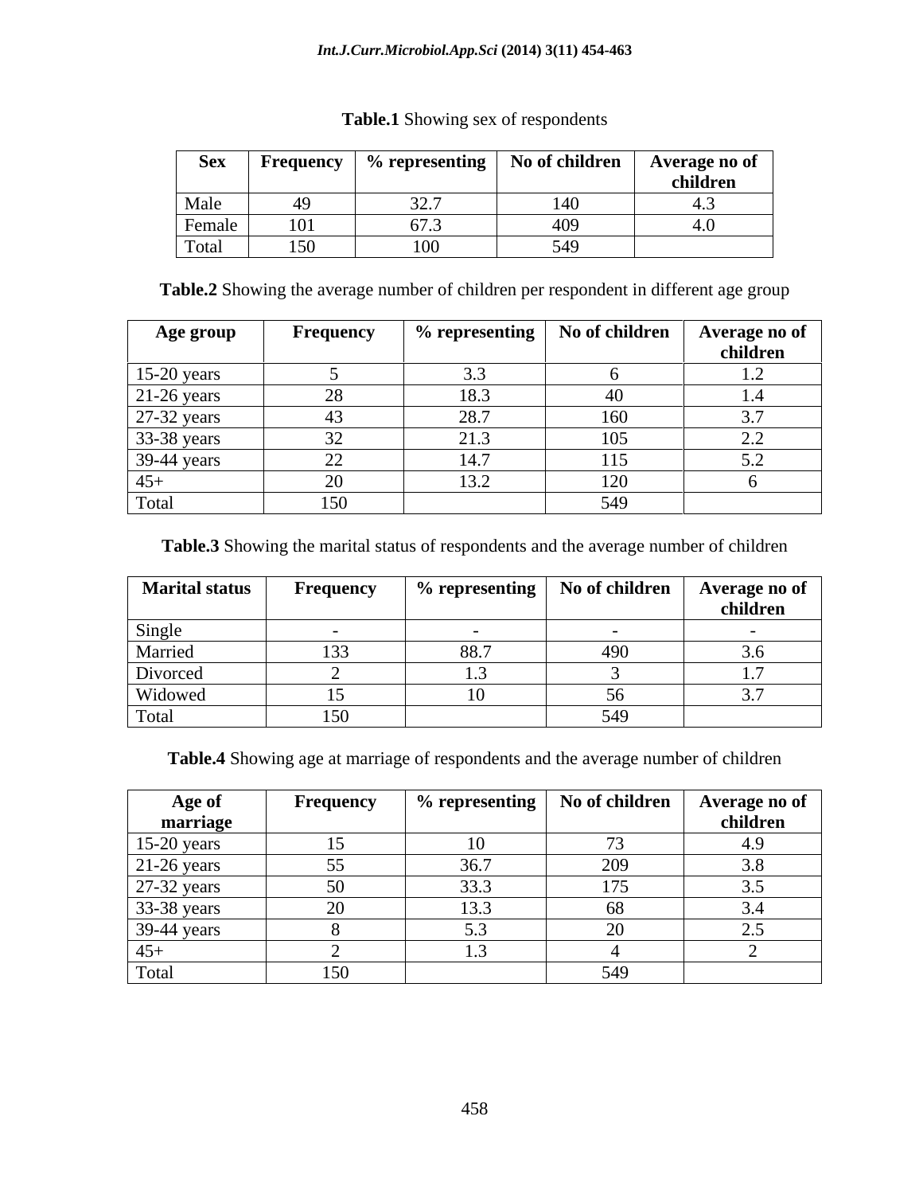**Table.1** Showing sex of respondents

| Sex | Frequency | % representing | No of children | Average no of children |
|---|---|---|---|---|
| Male | 49 | 32.7 | 140 | 4.3 |
| Female | 101 | 67.3 | 409 | 4.0 |
| Total | 150 | 100 | 549 | |

**Table.2** Showing the average number of children per respondent in different age group

| Age group | Frequency | % representing | No of children | Average no of children |
|---|---|---|---|---|
| 15-20 years | 5 | 3.3 | 6 | 1.2 |
| 21-26 years | 28 | 18.3 | 40 | 1.4 |
| 27-32 years | 43 | 28.7 | 160 | 3.7 |
| 33-38 years | 32 | 21.3 | 105 | 2.2 |
| 39-44 years | 22 | 14.7 | 115 | 5.2 |
| 45+ | 20 | 13.2 | 120 | 6 |
| Total | 150 | | 549 | |

**Table.3** Showing the marital status of respondents and the average number of children

| Marital status | Frequency | % representing | No of children | Average no of children |
|---|---|---|---|---|
| Single | - | - | - | - |
| Married | 133 | 88.7 | 490 | 3.6 |
| Divorced | 2 | 1.3 | 3 | 1.7 |
| Widowed | 15 | 10 | 56 | 3.7 |
| Total | 150 | | 549 | |

**Table.4** Showing age at marriage of respondents and the average number of children

| Age of marriage | Frequency | % representing | No of children | Average no of children |
|---|---|---|---|---|
| 15-20 years | 15 | 10 | 73 | 4.9 |
| 21-26 years | 55 | 36.7 | 209 | 3.8 |
| 27-32 years | 50 | 33.3 | 175 | 3.5 |
| 33-38 years | 20 | 13.3 | 68 | 3.4 |
| 39-44 years | 8 | 5.3 | 20 | 2.5 |
| 45+ | 2 | 1.3 | 4 | 2 |
| Total | 150 | | 549 | |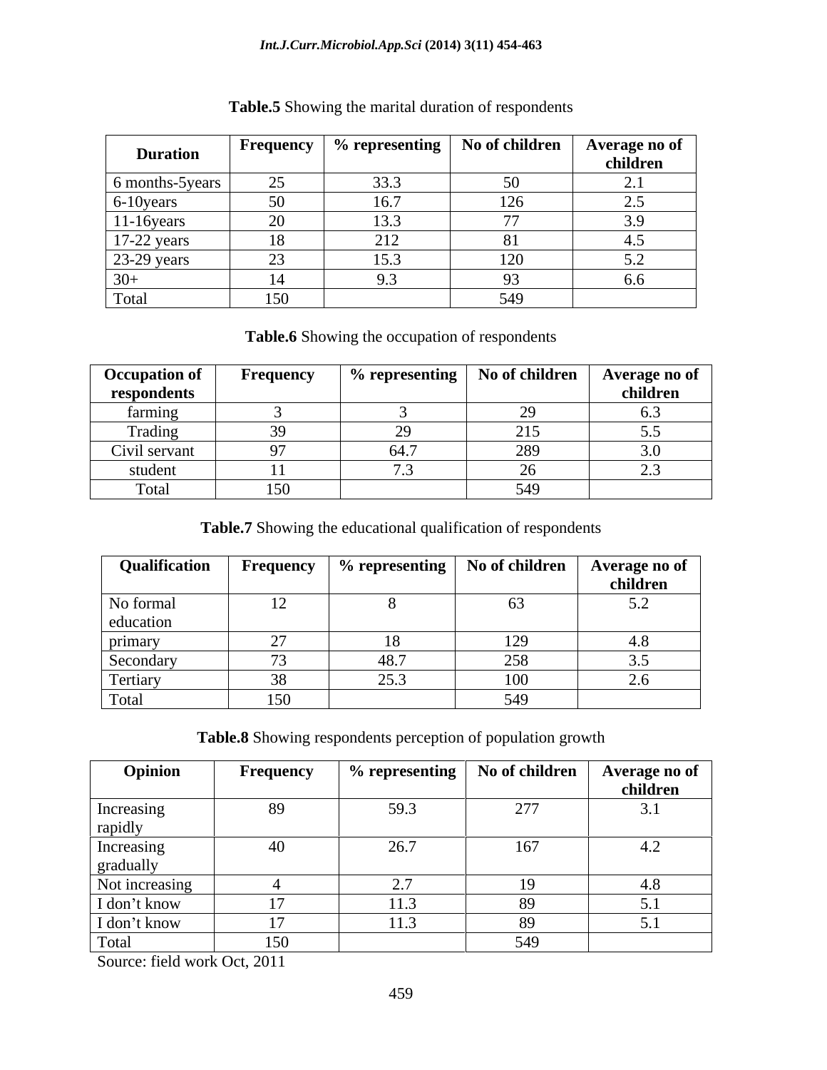**Table.5** Showing the marital duration of respondents

| Duration | Frequency | % representing | No of children | Average no of children |
|---|---|---|---|---|
| 6 months-5years | 25 | 33.3 | 50 | 2.1 |
| 6-10years | 50 | 16.7 | 126 | 2.5 |
| 11-16years | 20 | 13.3 | 77 | 3.9 |
| 17-22 years | 18 | 212 | 81 | 4.5 |
| 23-29 years | 23 | 15.3 | 120 | 5.2 |
| 30+ | 14 | 9.3 | 93 | 6.6 |
| Total | 150 | | 549 | |

**Table.6** Showing the occupation of respondents

| Occupation of respondents | Frequency | % representing | No of children | Average no of children |
|---|---|---|---|---|
| farming | 3 | 3 | 29 | 6.3 |
| Trading | 39 | 29 | 215 | 5.5 |
| Civil servant | 97 | 64.7 | 289 | 3.0 |
| student | 11 | 7.3 | 26 | 2.3 |
| Total | 150 | | 549 | |

**Table.7** Showing the educational qualification of respondents

| Qualification | Frequency | % representing | No of children | Average no of children |
|---|---|---|---|---|
| No formal education | 12 | 8 | 63 | 5.2 |
| primary | 27 | 18 | 129 | 4.8 |
| Secondary | 73 | 48.7 | 258 | 3.5 |
| Tertiary | 38 | 25.3 | 100 | 2.6 |
| Total | 150 | | 549 | |

**Table.8** Showing respondents perception of population growth

| Opinion | Frequency | % representing | No of children | Average no of children |
|---|---|---|---|---|
| Increasing rapidly | 89 | 59.3 | 277 | 3.1 |
| Increasing gradually | 40 | 26.7 | 167 | 4.2 |
| Not increasing | 4 | 2.7 | 19 | 4.8 |
| I don't know | 17 | 11.3 | 89 | 5.1 |
| I don't know | 17 | 11.3 | 89 | 5.1 |
| Total | 150 | | 549 | |

Source: field work Oct, 2011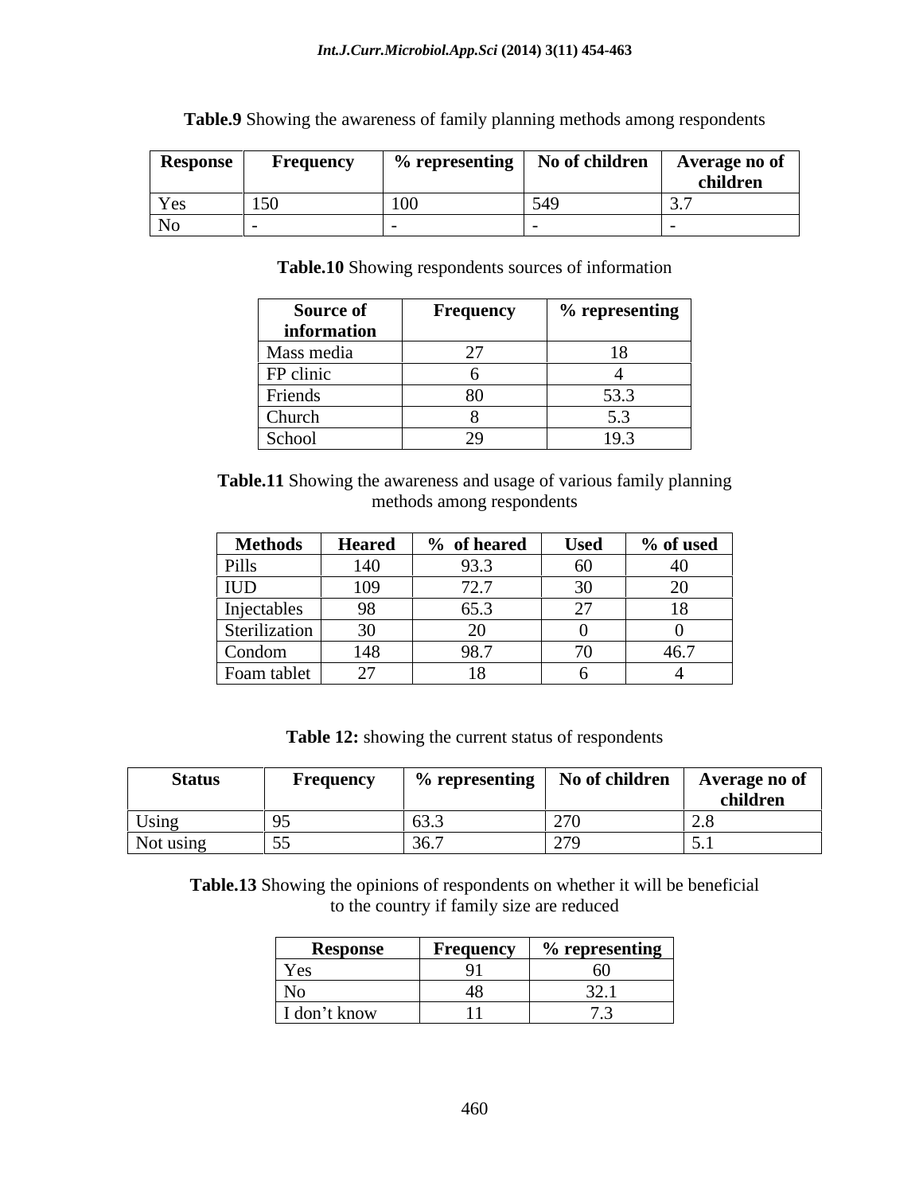**Table.9** Showing the awareness of family planning methods among respondents

| Response | Frequency | % representing | No of children | Average no of children |
|---|---|---|---|---|
| Yes | 150 | 100 | 549 | 3.7 |
| No | - | - | - | - |

**Table.10** Showing respondents sources of information

| Source of information | Frequency | % representing |
|---|---|---|
| Mass media | 27 | 18 |
| FP clinic | 6 | 4 |
| Friends | 80 | 53.3 |
| Church | 8 | 5.3 |
| School | 29 | 19.3 |

**Table.11** Showing the awareness and usage of various family planning methods among respondents

| Methods | Heared | % of heared | Used | % of used |
|---|---|---|---|---|
| Pills | 140 | 93.3 | 60 | 40 |
| IUD | 109 | 72.7 | 30 | 20 |
| Injectables | 98 | 65.3 | 27 | 18 |
| Sterilization | 30 | 20 | 0 | 0 |
| Condom | 148 | 98.7 | 70 | 46.7 |
| Foam tablet | 27 | 18 | 6 | 4 |

**Table 12:** showing the current status of respondents

| Status | Frequency | % representing | No of children | Average no of children |
|---|---|---|---|---|
| Using | 95 | 63.3 | 270 | 2.8 |
| Not using | 55 | 36.7 | 279 | 5.1 |

**Table.13** Showing the opinions of respondents on whether it will be beneficial to the country if family size are reduced

| Response | Frequency | % representing |
|---|---|---|
| Yes | 91 | 60 |
| No | 48 | 32.1 |
| I don't know | 11 | 7.3 |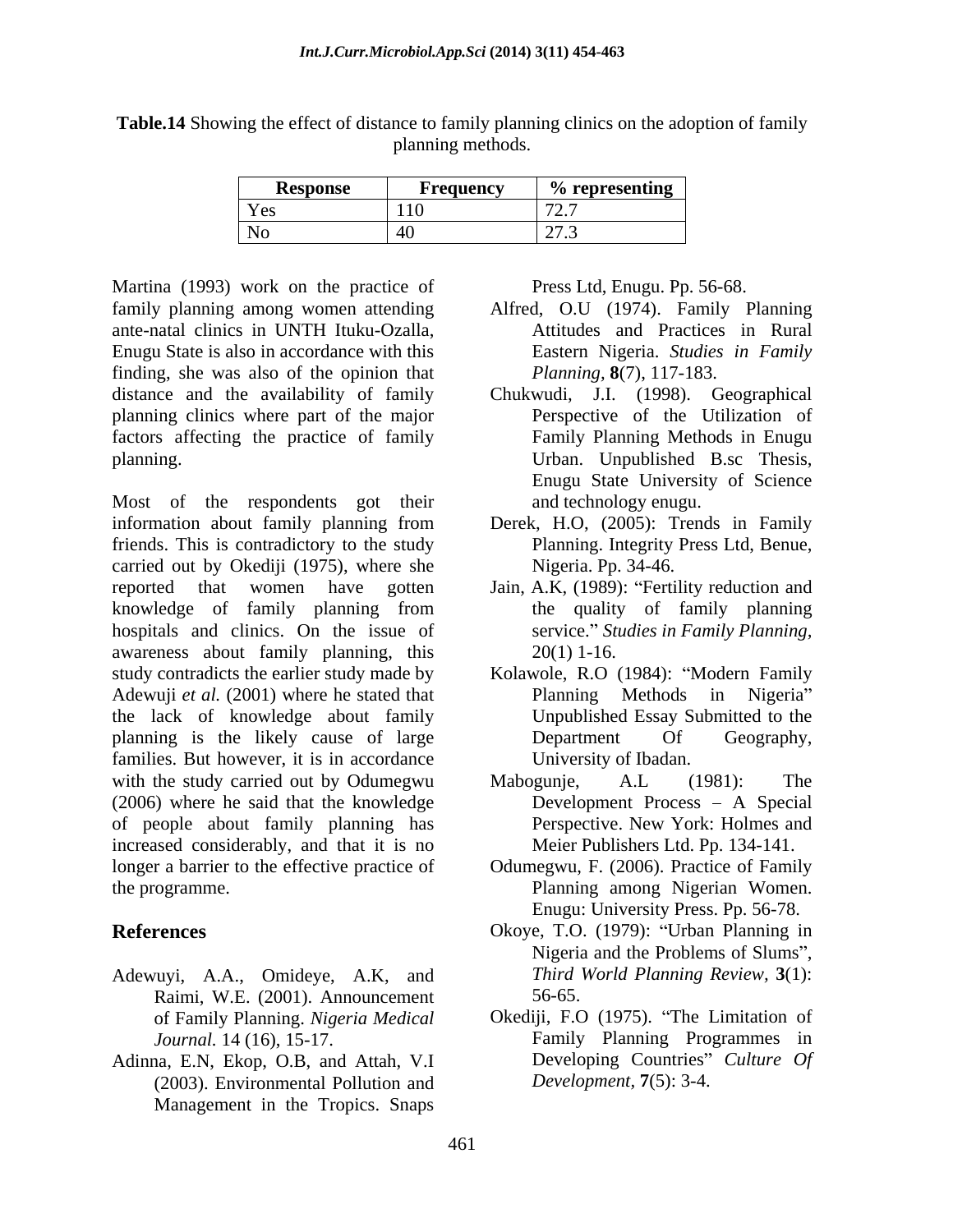**Table.14** Showing the effect of distance to family planning clinics on the adoption of family planning methods.

| Response | Frequency | % representing |
| --- | --- | --- |
| Yes | 110 | 72.7 |
| No | 40 | 27.3 |

Martina (1993) work on the practice of family planning among women attending ante-natal clinics in UNTH Ituku-Ozalla, Enugu State is also in accordance with this finding, she was also of the opinion that distance and the availability of family planning clinics where part of the major factors affecting the practice of family planning.

Most of the respondents got their information about family planning from friends. This is contradictory to the study carried out by Okediji (1975), where she reported that women have gotten knowledge of family planning from hospitals and clinics. On the issue of awareness about family planning, this study contradicts the earlier study made by Adewuji *et al.* (2001) where he stated that the lack of knowledge about family planning is the likely cause of large families. But however, it is in accordance with the study carried out by Odumegwu (2006) where he said that the knowledge of people about family planning has increased considerably, and that it is no longer a barrier to the effective practice of the programme.

## References

Adewuyi, A.A., Omideye, A.K, and Raimi, W.E. (2001). Announcement of Family Planning. *Nigeria Medical Journal.* 14 (16), 15-17.

Adinna, E.N, Ekop, O.B, and Attah, V.I (2003). Environmental Pollution and Management in the Tropics. Snaps Press Ltd, Enugu. Pp. 56-68.

Alfred, O.U (1974). Family Planning Attitudes and Practices in Rural Eastern Nigeria. *Studies in Family Planning,* **8**(7), 117-183.

Chukwudi, J.I. (1998). Geographical Perspective of the Utilization of Family Planning Methods in Enugu Urban. Unpublished B.sc Thesis, Enugu State University of Science and technology enugu.

Derek, H.O, (2005): Trends in Family Planning. Integrity Press Ltd, Benue, Nigeria. Pp. 34-46.

Jain, A.K, (1989): "Fertility reduction and the quality of family planning service." *Studies in Family Planning,* 20(1) 1-16.

Kolawole, R.O (1984): "Modern Family Planning Methods in Nigeria" Unpublished Essay Submitted to the Department Of Geography, University of Ibadan.

Mabogunje, A.L (1981): The Development Process – A Special Perspective. New York: Holmes and Meier Publishers Ltd. Pp. 134-141.

Odumegwu, F. (2006). Practice of Family Planning among Nigerian Women. Enugu: University Press. Pp. 56-78.

Okoye, T.O. (1979): "Urban Planning in Nigeria and the Problems of Slums", *Third World Planning Review,* **3**(1): 56-65.

Okediji, F.O (1975). "The Limitation of Family Planning Programmes in Developing Countries" *Culture Of Development,* **7**(5): 3-4.